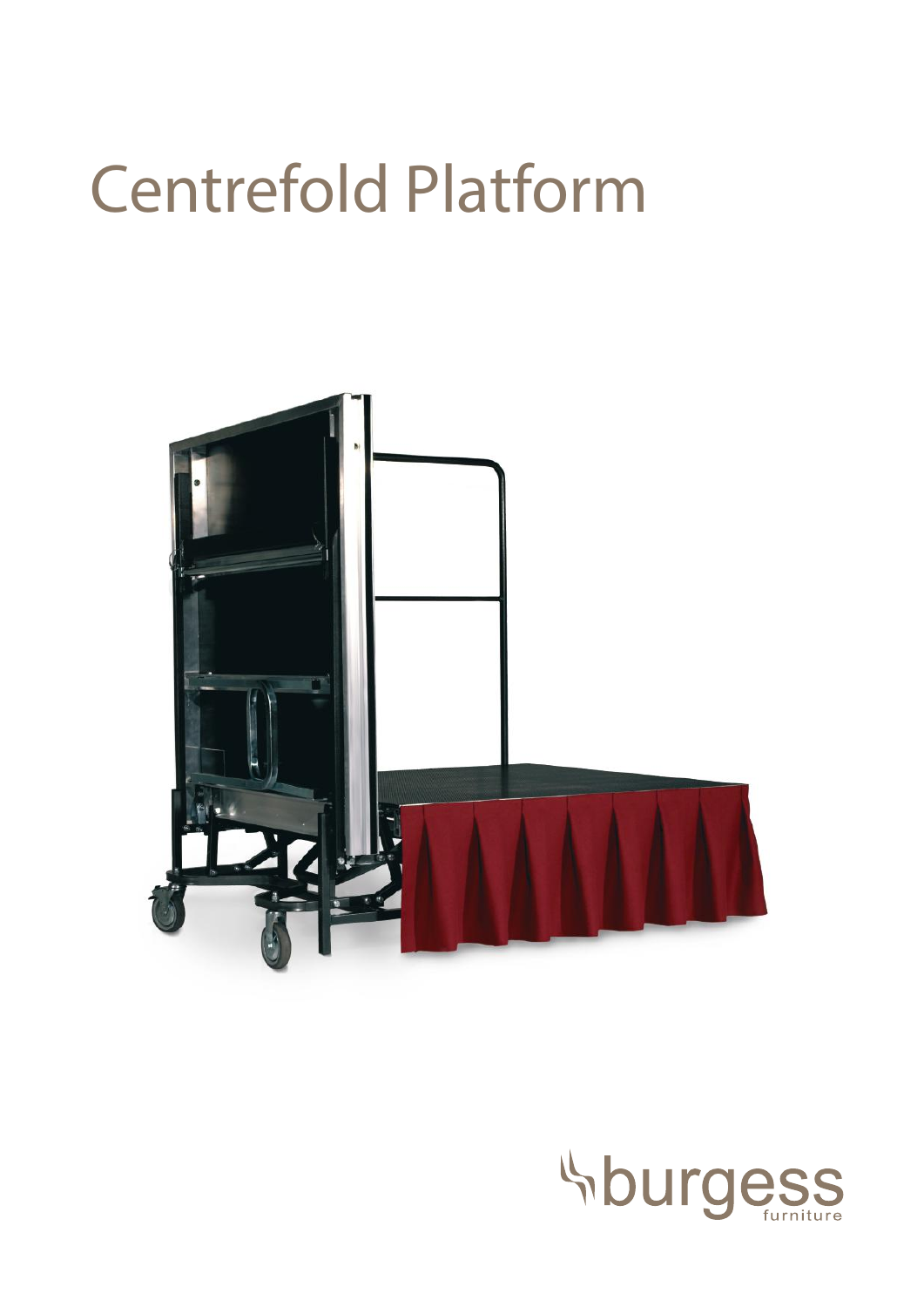# Centrefold Platform

burgess
furniture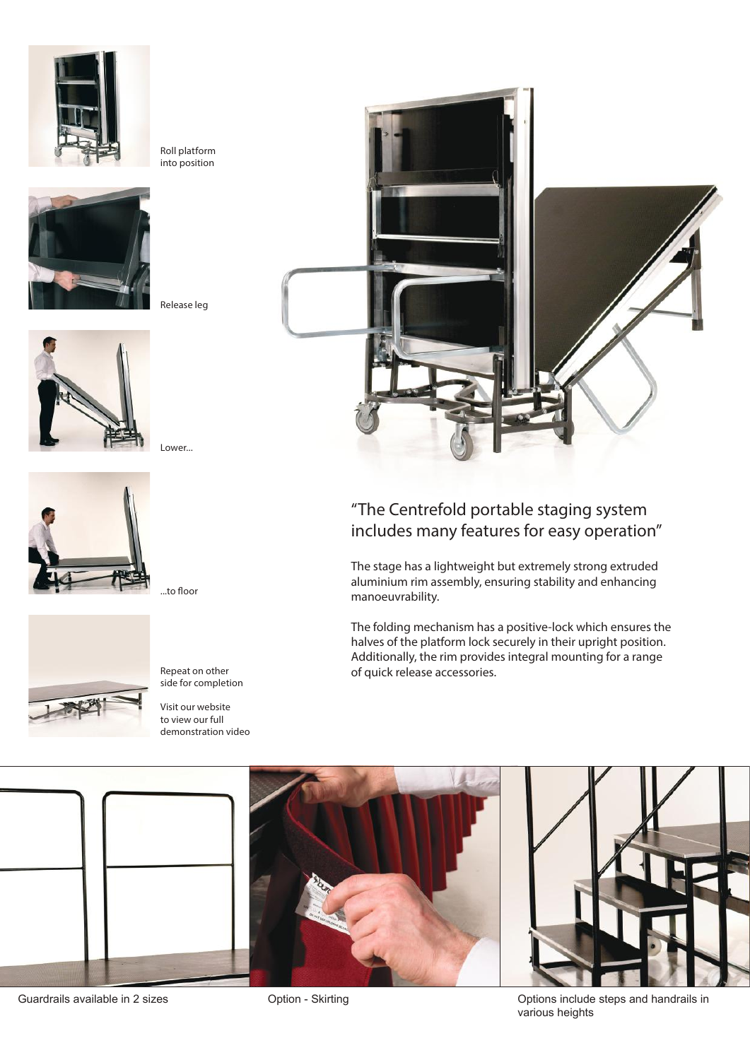Roll platform into position

Release leg

Lower...

...to floor

Repeat on other side for completion

Visit our website to view our full demonstration video

## "The Centrefold portable staging system includes many features for easy operation"

The stage has a lightweight but extremely strong extruded aluminium rim assembly, ensuring stability and enhancing manoeuvrability.

The folding mechanism has a positive-lock which ensures the halves of the platform lock securely in their upright position. Additionally, the rim provides integral mounting for a range of quick release accessories.

Guardrails available in 2 sizes

Option - Skirting

Options include steps and handrails in various heights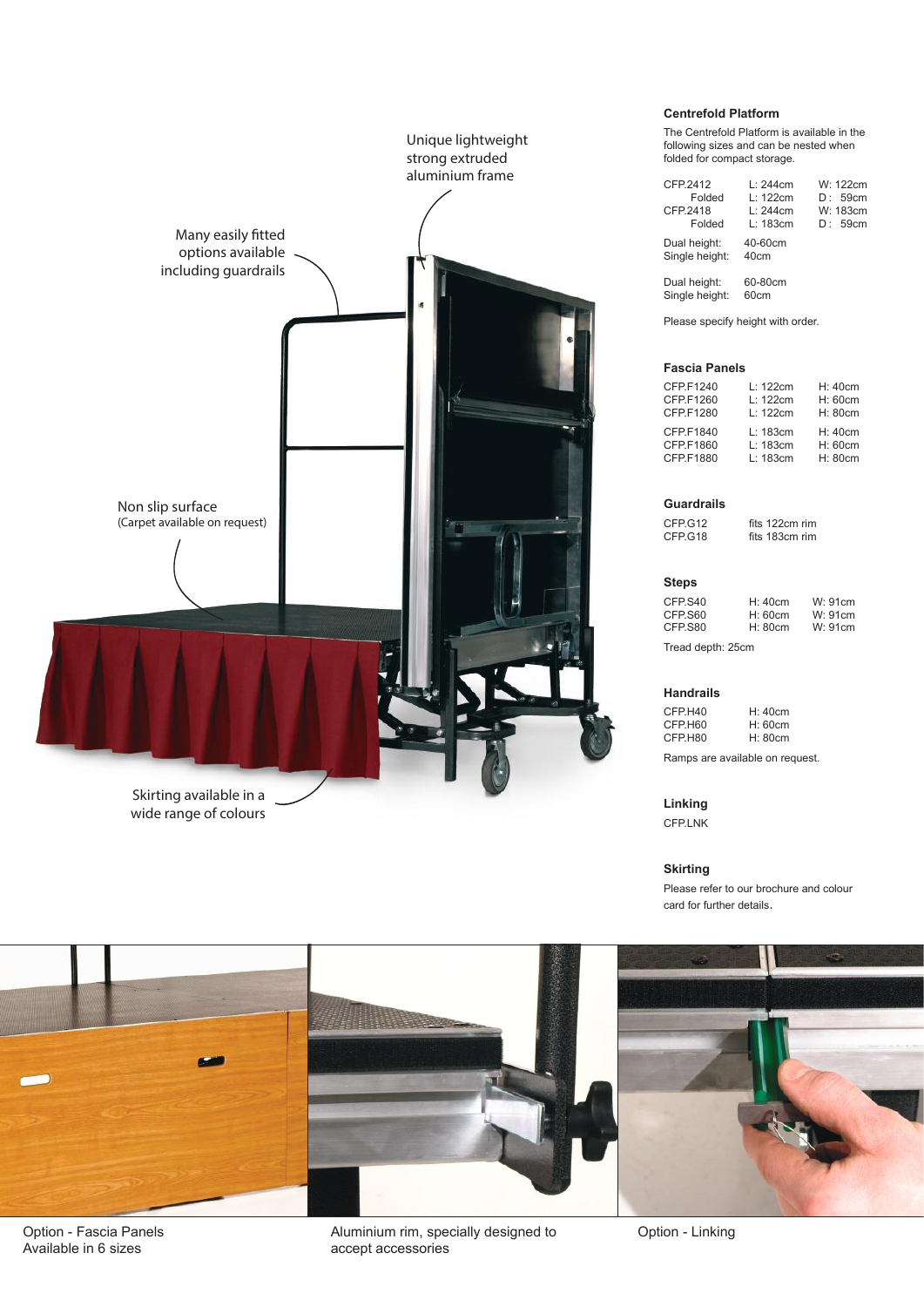Unique lightweight strong extruded aluminium frame

Many easily fitted options available including guardrails

Non slip surface
(Carpet available on request)

Skirting available in a wide range of colours

### Centrefold Platform

The Centrefold Platform is available in the following sizes and can be nested when folded for compact storage.

| | | |
|---|---|---|
| CFP.2412 | L: 244cm | W: 122cm |
| Folded | L: 122cm | D: 59cm |
| CFP.2418 | L: 244cm | W: 183cm |
| Folded | L: 183cm | D: 59cm |

Dual height: 40-60cm
Single height: 40cm

Dual height: 60-80cm
Single height: 60cm

Please specify height with order.

### Fascia Panels

| | | |
|---|---|---|
| CFP.F1240 | L: 122cm | H: 40cm |
| CFP.F1260 | L: 122cm | H: 60cm |
| CFP.F1280 | L: 122cm | H: 80cm |
| CFP.F1840 | L: 183cm | H: 40cm |
| CFP.F1860 | L: 183cm | H: 60cm |
| CFP.F1880 | L: 183cm | H: 80cm |

### Guardrails

| | |
|---|---|
| CFP.G12 | fits 122cm rim |
| CFP.G18 | fits 183cm rim |

### Steps

| | | |
|---|---|---|
| CFP.S40 | H: 40cm | W: 91cm |
| CFP.S60 | H: 60cm | W: 91cm |
| CFP.S80 | H: 80cm | W: 91cm |

Tread depth: 25cm

### Handrails

| | |
|---|---|
| CFP.H40 | H: 40cm |
| CFP.H60 | H: 60cm |
| CFP.H80 | H: 80cm |

Ramps are available on request.

### Linking

CFP.LNK

### Skirting

Please refer to our brochure and colour card for further details.

Option - Fascia Panels
Available in 6 sizes

Aluminium rim, specially designed to accept accessories

Option - Linking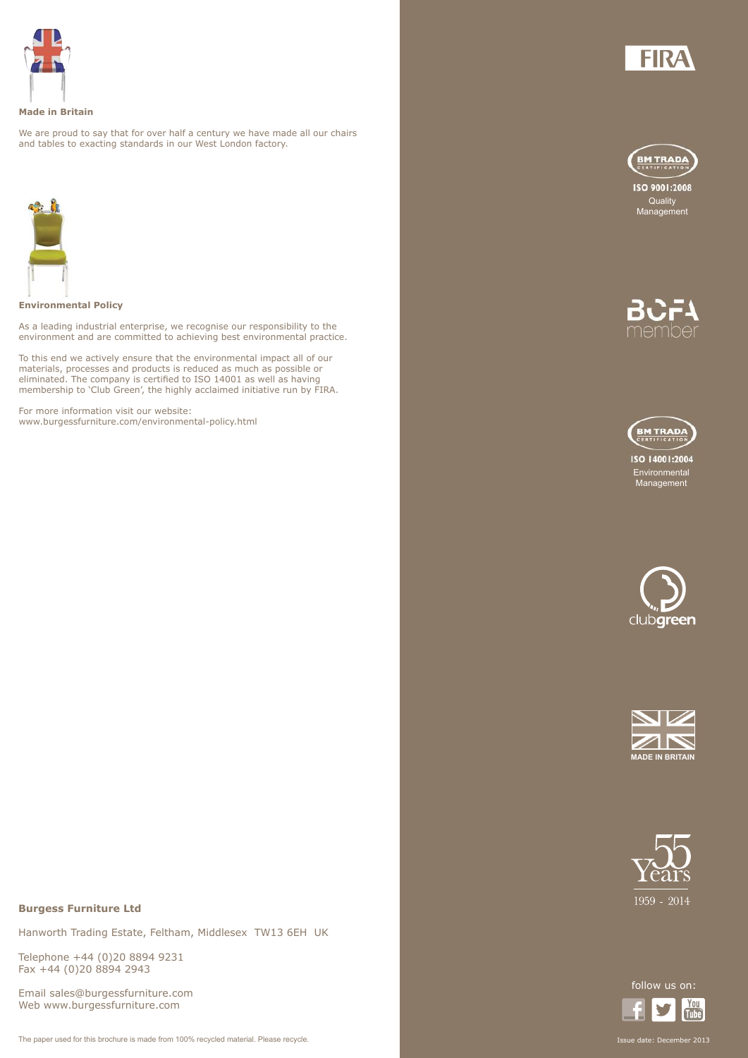**Made in Britain**

We are proud to say that for over half a century we have made all our chairs and tables to exacting standards in our West London factory.

**Environmental Policy**

As a leading industrial enterprise, we recognise our responsibility to the environment and are committed to achieving best environmental practice.

To this end we actively ensure that the environmental impact all of our materials, processes and products is reduced as much as possible or eliminated. The company is certified to ISO 14001 as well as having membership to 'Club Green', the highly acclaimed initiative run by FIRA.

For more information visit our website:
www.burgessfurniture.com/environmental-policy.html

**Burgess Furniture Ltd**

Hanworth Trading Estate, Feltham, Middlesex TW13 6EH UK

Telephone +44 (0)20 8894 9231
Fax +44 (0)20 8894 2943

Email sales@burgessfurniture.com
Web www.burgessfurniture.com

The paper used for this brochure is made from 100% recycled material. Please recycle.

FIRA

BM TRADA CERTIFICATION
ISO 9001:2008
Quality Management

BCFA member

BM TRADA CERTIFICATION
ISO 14001:2004
Environmental Management

clubgreen

MADE IN BRITAIN

55 Years
1959 - 2014

follow us on:

Issue date: December 2013